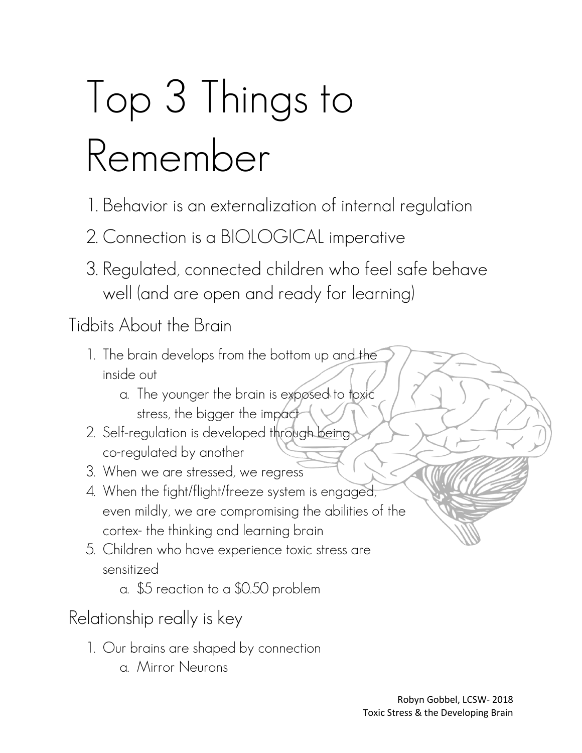# Top 3 Things to Remember

1. Behavior is an externalization of internal regulation
2. Connection is a BIOLOGICAL imperative
3. Regulated, connected children who feel safe behave well (and are open and ready for learning)

## Tidbits About the Brain

1. The brain develops from the bottom up and the inside out
   a. The younger the brain is exposed to toxic stress, the bigger the impact
2. Self-regulation is developed through being co-regulated by another
3. When we are stressed, we regress
4. When the fight/flight/freeze system is engaged, even mildly, we are compromising the abilities of the cortex- the thinking and learning brain
5. Children who have experience toxic stress are sensitized
   a. $5 reaction to a $0.50 problem

## Relationship really is key

1. Our brains are shaped by connection
   a. Mirror Neurons

Robyn Gobbel, LCSW- 2018
Toxic Stress & the Developing Brain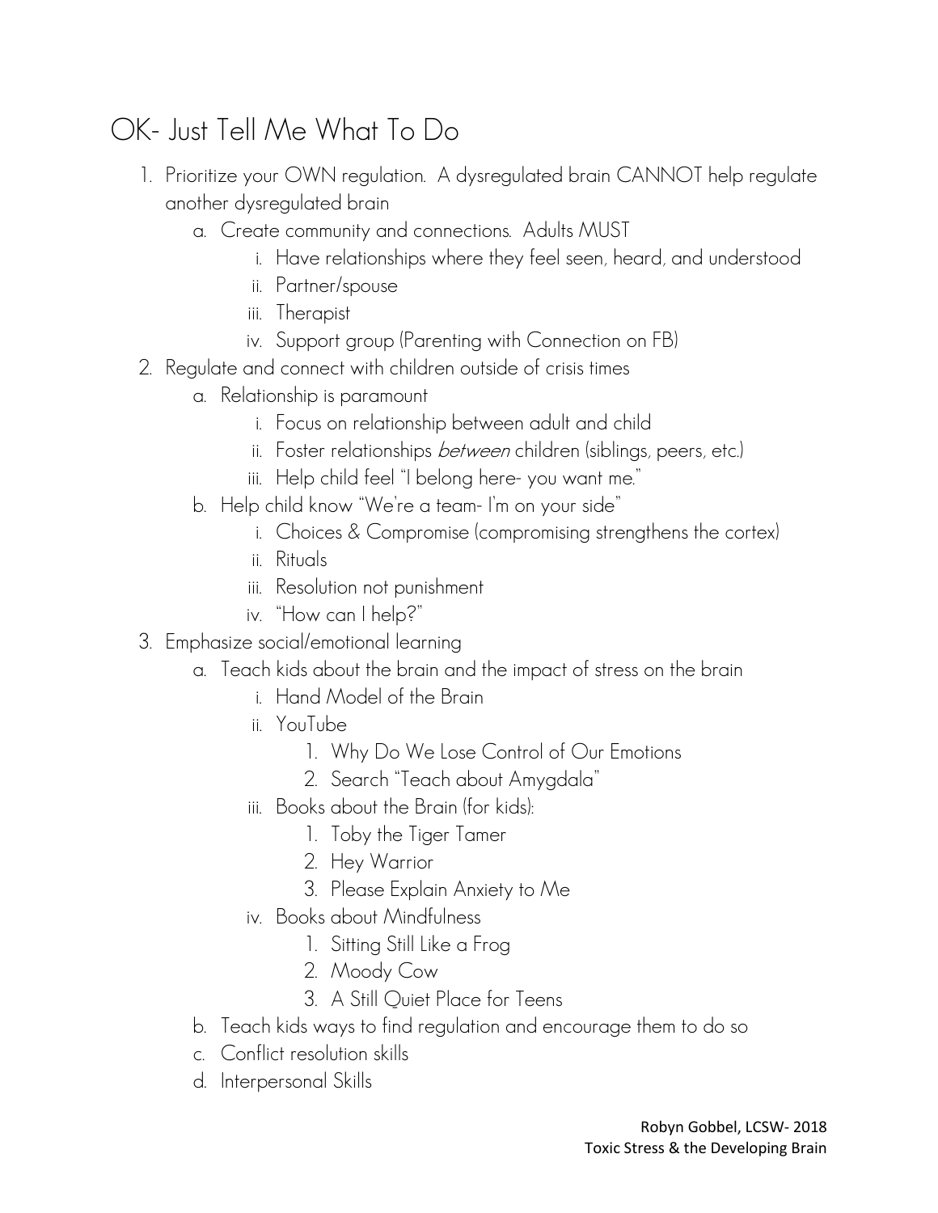## OK- Just Tell Me What To Do

1. Prioritize your OWN regulation. A dysregulated brain CANNOT help regulate another dysregulated brain
   a. Create community and connections. Adults MUST
      i. Have relationships where they feel seen, heard, and understood
      ii. Partner/spouse
      iii. Therapist
      iv. Support group (Parenting with Connection on FB)
2. Regulate and connect with children outside of crisis times
   a. Relationship is paramount
      i. Focus on relationship between adult and child
      ii. Foster relationships *between* children (siblings, peers, etc.)
      iii. Help child feel "I belong here- you want me."
   b. Help child know "We're a team- I'm on your side"
      i. Choices & Compromise (compromising strengthens the cortex)
      ii. Rituals
      iii. Resolution not punishment
      iv. "How can I help?"
3. Emphasize social/emotional learning
   a. Teach kids about the brain and the impact of stress on the brain
      i. Hand Model of the Brain
      ii. YouTube
         1. Why Do We Lose Control of Our Emotions
         2. Search "Teach about Amygdala"
      iii. Books about the Brain (for kids):
         1. Toby the Tiger Tamer
         2. Hey Warrior
         3. Please Explain Anxiety to Me
      iv. Books about Mindfulness
         1. Sitting Still Like a Frog
         2. Moody Cow
         3. A Still Quiet Place for Teens
   b. Teach kids ways to find regulation and encourage them to do so
   c. Conflict resolution skills
   d. Interpersonal Skills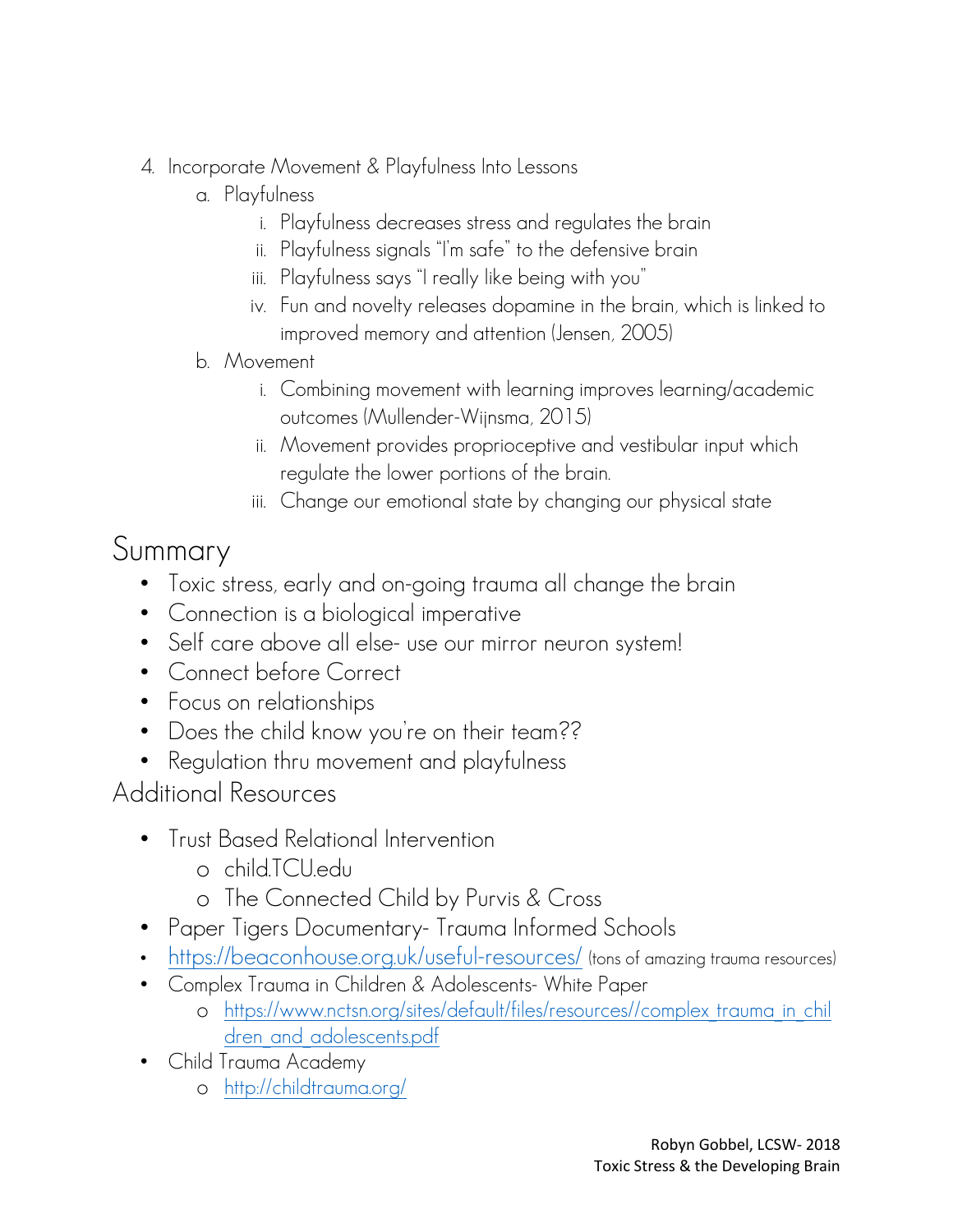4. Incorporate Movement & Playfulness Into Lessons
   a. Playfulness
      i. Playfulness decreases stress and regulates the brain
      ii. Playfulness signals "I'm safe" to the defensive brain
      iii. Playfulness says "I really like being with you"
      iv. Fun and novelty releases dopamine in the brain, which is linked to improved memory and attention (Jensen, 2005)
   b. Movement
      i. Combining movement with learning improves learning/academic outcomes (Mullender-Wijnsma, 2015)
      ii. Movement provides proprioceptive and vestibular input which regulate the lower portions of the brain.
      iii. Change our emotional state by changing our physical state

# Summary

- Toxic stress, early and on-going trauma all change the brain
- Connection is a biological imperative
- Self care above all else- use our mirror neuron system!
- Connect before Correct
- Focus on relationships
- Does the child know you're on their team??
- Regulation thru movement and playfulness

## Additional Resources

- Trust Based Relational Intervention
  - child.TCU.edu
  - The Connected Child by Purvis & Cross
- Paper Tigers Documentary- Trauma Informed Schools
- https://beaconhouse.org.uk/useful-resources/ (tons of amazing trauma resources)
- Complex Trauma in Children & Adolescents- White Paper
  - https://www.nctsn.org/sites/default/files/resources//complex_trauma_in_children_and_adolescents.pdf
- Child Trauma Academy
  - http://childtrauma.org/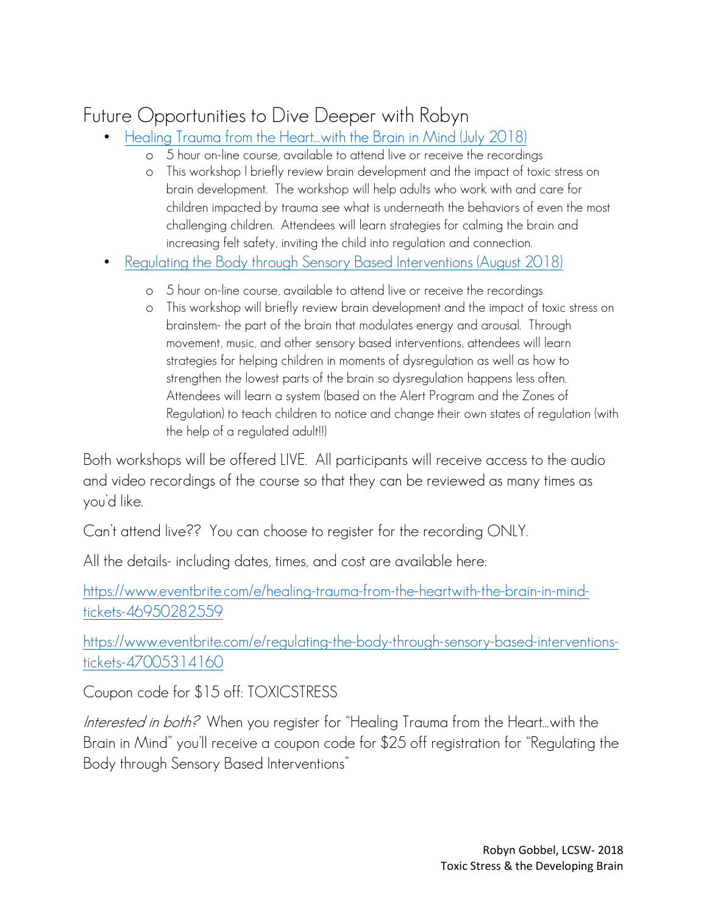## Future Opportunities to Dive Deeper with Robyn

- Healing Trauma from the Heart…with the Brain in Mind (July 2018)
  - 5 hour on-line course, available to attend live or receive the recordings
  - This workshop I briefly review brain development and the impact of toxic stress on brain development. The workshop will help adults who work with and care for children impacted by trauma see what is underneath the behaviors of even the most challenging children. Attendees will learn strategies for calming the brain and increasing felt safety, inviting the child into regulation and connection.
- Regulating the Body through Sensory Based Interventions (August 2018)
  - 5 hour on-line course, available to attend live or receive the recordings
  - This workshop will briefly review brain development and the impact of toxic stress on brainstem- the part of the brain that modulates energy and arousal. Through movement, music, and other sensory based interventions, attendees will learn strategies for helping children in moments of dysregulation as well as how to strengthen the lowest parts of the brain so dysregulation happens less often. Attendees will learn a system (based on the Alert Program and the Zones of Regulation) to teach children to notice and change their own states of regulation (with the help of a regulated adult!!)

Both workshops will be offered LIVE. All participants will receive access to the audio and video recordings of the course so that they can be reviewed as many times as you'd like.

Can't attend live?? You can choose to register for the recording ONLY.

All the details- including dates, times, and cost are available here:

https://www.eventbrite.com/e/healing-trauma-from-the-heartwith-the-brain-in-mind-tickets-46950282559

https://www.eventbrite.com/e/regulating-the-body-through-sensory-based-interventions-tickets-47005314160

Coupon code for $15 off: TOXICSTRESS

*Interested in both?* When you register for "Healing Trauma from the Heart…with the Brain in Mind" you'll receive a coupon code for $25 off registration for "Regulating the Body through Sensory Based Interventions"